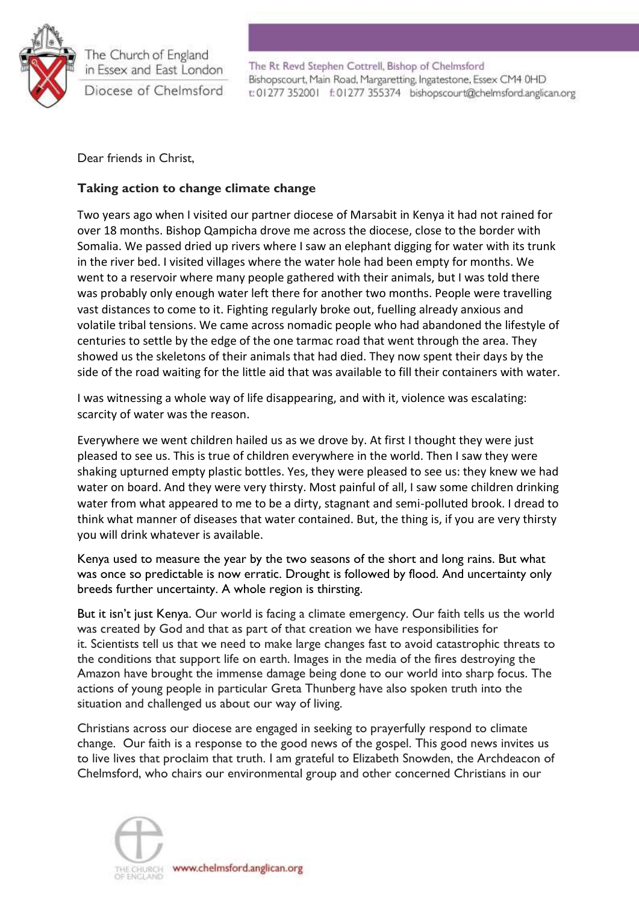The Church of England in Essex and East London

Diocese of Chelmsford

The Rt Revd Stephen Cottrell, Bishop of Chelmsford
Bishopscourt, Main Road, Margaretting, Ingatestone, Essex CM4 0HD
t: 01277 352001 f: 01277 355374 bishopscourt@chelmsford.anglican.org

Dear friends in Christ,

**Taking action to change climate change**

Two years ago when I visited our partner diocese of Marsabit in Kenya it had not rained for over 18 months. Bishop Qampicha drove me across the diocese, close to the border with Somalia. We passed dried up rivers where I saw an elephant digging for water with its trunk in the river bed. I visited villages where the water hole had been empty for months. We went to a reservoir where many people gathered with their animals, but I was told there was probably only enough water left there for another two months. People were travelling vast distances to come to it. Fighting regularly broke out, fuelling already anxious and volatile tribal tensions. We came across nomadic people who had abandoned the lifestyle of centuries to settle by the edge of the one tarmac road that went through the area. They showed us the skeletons of their animals that had died. They now spent their days by the side of the road waiting for the little aid that was available to fill their containers with water.

I was witnessing a whole way of life disappearing, and with it, violence was escalating: scarcity of water was the reason.

Everywhere we went children hailed us as we drove by. At first I thought they were just pleased to see us. This is true of children everywhere in the world. Then I saw they were shaking upturned empty plastic bottles. Yes, they were pleased to see us: they knew we had water on board. And they were very thirsty. Most painful of all, I saw some children drinking water from what appeared to me to be a dirty, stagnant and semi-polluted brook. I dread to think what manner of diseases that water contained. But, the thing is, if you are very thirsty you will drink whatever is available.

Kenya used to measure the year by the two seasons of the short and long rains. But what was once so predictable is now erratic. Drought is followed by flood. And uncertainty only breeds further uncertainty. A whole region is thirsting.

But it isn't just Kenya. Our world is facing a climate emergency. Our faith tells us the world was created by God and that as part of that creation we have responsibilities for it. Scientists tell us that we need to make large changes fast to avoid catastrophic threats to the conditions that support life on earth. Images in the media of the fires destroying the Amazon have brought the immense damage being done to our world into sharp focus. The actions of young people in particular Greta Thunberg have also spoken truth into the situation and challenged us about our way of living.

Christians across our diocese are engaged in seeking to prayerfully respond to climate change. Our faith is a response to the good news of the gospel. This good news invites us to live lives that proclaim that truth. I am grateful to Elizabeth Snowden, the Archdeacon of Chelmsford, who chairs our environmental group and other concerned Christians in our

www.chelmsford.anglican.org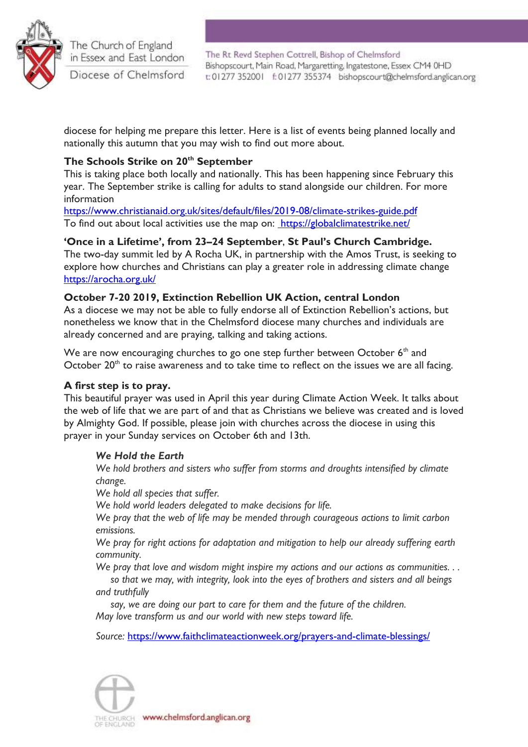diocese for helping me prepare this letter. Here is a list of events being planned locally and nationally this autumn that you may wish to find out more about.

**The Schools Strike on 20th September**
This is taking place both locally and nationally. This has been happening since February this year. The September strike is calling for adults to stand alongside our children. For more information
https://www.christianaid.org.uk/sites/default/files/2019-08/climate-strikes-guide.pdf
To find out about local activities use the map on: https://globalclimatestrike.net/

**'Once in a Lifetime', from 23–24 September, St Paul's Church Cambridge.**
The two-day summit led by A Rocha UK, in partnership with the Amos Trust, is seeking to explore how churches and Christians can play a greater role in addressing climate change
https://arocha.org.uk/

**October 7-20 2019, Extinction Rebellion UK Action, central London**
As a diocese we may not be able to fully endorse all of Extinction Rebellion's actions, but nonetheless we know that in the Chelmsford diocese many churches and individuals are already concerned and are praying, talking and taking actions.

We are now encouraging churches to go one step further between October 6th and October 20th to raise awareness and to take time to reflect on the issues we are all facing.

**A first step is to pray.**
This beautiful prayer was used in April this year during Climate Action Week. It talks about the web of life that we are part of and that as Christians we believe was created and is loved by Almighty God. If possible, please join with churches across the diocese in using this prayer in your Sunday services on October 6th and 13th.

> ***We Hold the Earth***
> *We hold brothers and sisters who suffer from storms and droughts intensified by climate change.*
> *We hold all species that suffer.*
> *We hold world leaders delegated to make decisions for life.*
> *We pray that the web of life may be mended through courageous actions to limit carbon emissions.*
> *We pray for right actions for adaptation and mitigation to help our already suffering earth community.*
> *We pray that love and wisdom might inspire my actions and our actions as communities. . .*
> *so that we may, with integrity, look into the eyes of brothers and sisters and all beings and truthfully*
> *say, we are doing our part to care for them and the future of the children.*
> *May love transform us and our world with new steps toward life.*
>
> *Source:* https://www.faithclimateactionweek.org/prayers-and-climate-blessings/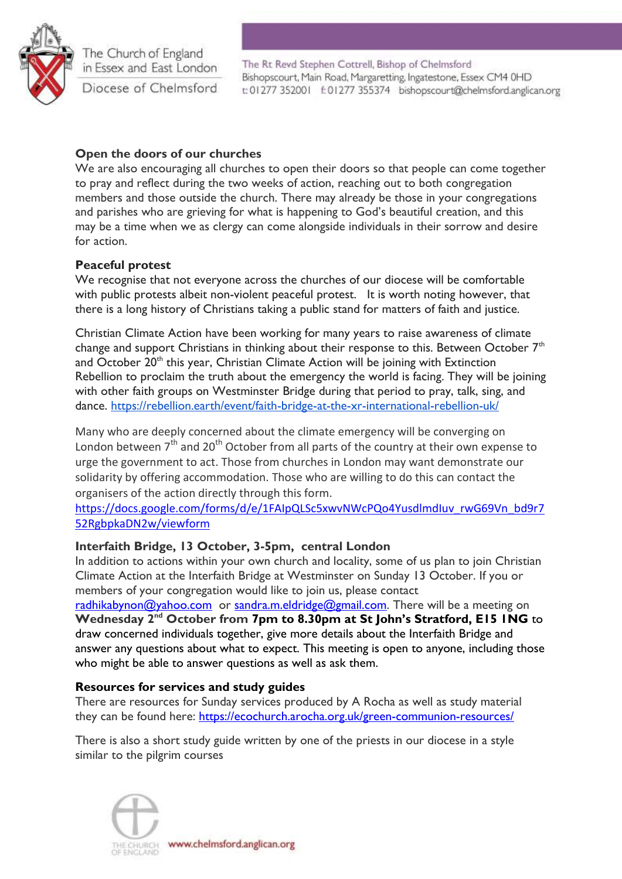**Open the doors of our churches**
We are also encouraging all churches to open their doors so that people can come together to pray and reflect during the two weeks of action, reaching out to both congregation members and those outside the church. There may already be those in your congregations and parishes who are grieving for what is happening to God's beautiful creation, and this may be a time when we as clergy can come alongside individuals in their sorrow and desire for action.

**Peaceful protest**
We recognise that not everyone across the churches of our diocese will be comfortable with public protests albeit non-violent peaceful protest. It is worth noting however, that there is a long history of Christians taking a public stand for matters of faith and justice.

Christian Climate Action have been working for many years to raise awareness of climate change and support Christians in thinking about their response to this. Between October 7th and October 20th this year, Christian Climate Action will be joining with Extinction Rebellion to proclaim the truth about the emergency the world is facing. They will be joining with other faith groups on Westminster Bridge during that period to pray, talk, sing, and dance. https://rebellion.earth/event/faith-bridge-at-the-xr-international-rebellion-uk/

Many who are deeply concerned about the climate emergency will be converging on London between 7th and 20th October from all parts of the country at their own expense to urge the government to act. Those from churches in London may want demonstrate our solidarity by offering accommodation. Those who are willing to do this can contact the organisers of the action directly through this form.
https://docs.google.com/forms/d/e/1FAIpQLSc5xwvNWcPQo4YusdlmdIuv_rwG69Vn_bd9r752RgbpkaDN2w/viewform

**Interfaith Bridge, 13 October, 3-5pm, central London**
In addition to actions within your own church and locality, some of us plan to join Christian Climate Action at the Interfaith Bridge at Westminster on Sunday 13 October. If you or members of your congregation would like to join us, please contact radhikabynon@yahoo.com or sandra.m.eldridge@gmail.com. There will be a meeting on **Wednesday 2nd October from 7pm to 8.30pm at St John's Stratford, E15 1NG** to draw concerned individuals together, give more details about the Interfaith Bridge and answer any questions about what to expect. This meeting is open to anyone, including those who might be able to answer questions as well as ask them.

**Resources for services and study guides**
There are resources for Sunday services produced by A Rocha as well as study material they can be found here: https://ecochurch.arocha.org.uk/green-communion-resources/

There is also a short study guide written by one of the priests in our diocese in a style similar to the pilgrim courses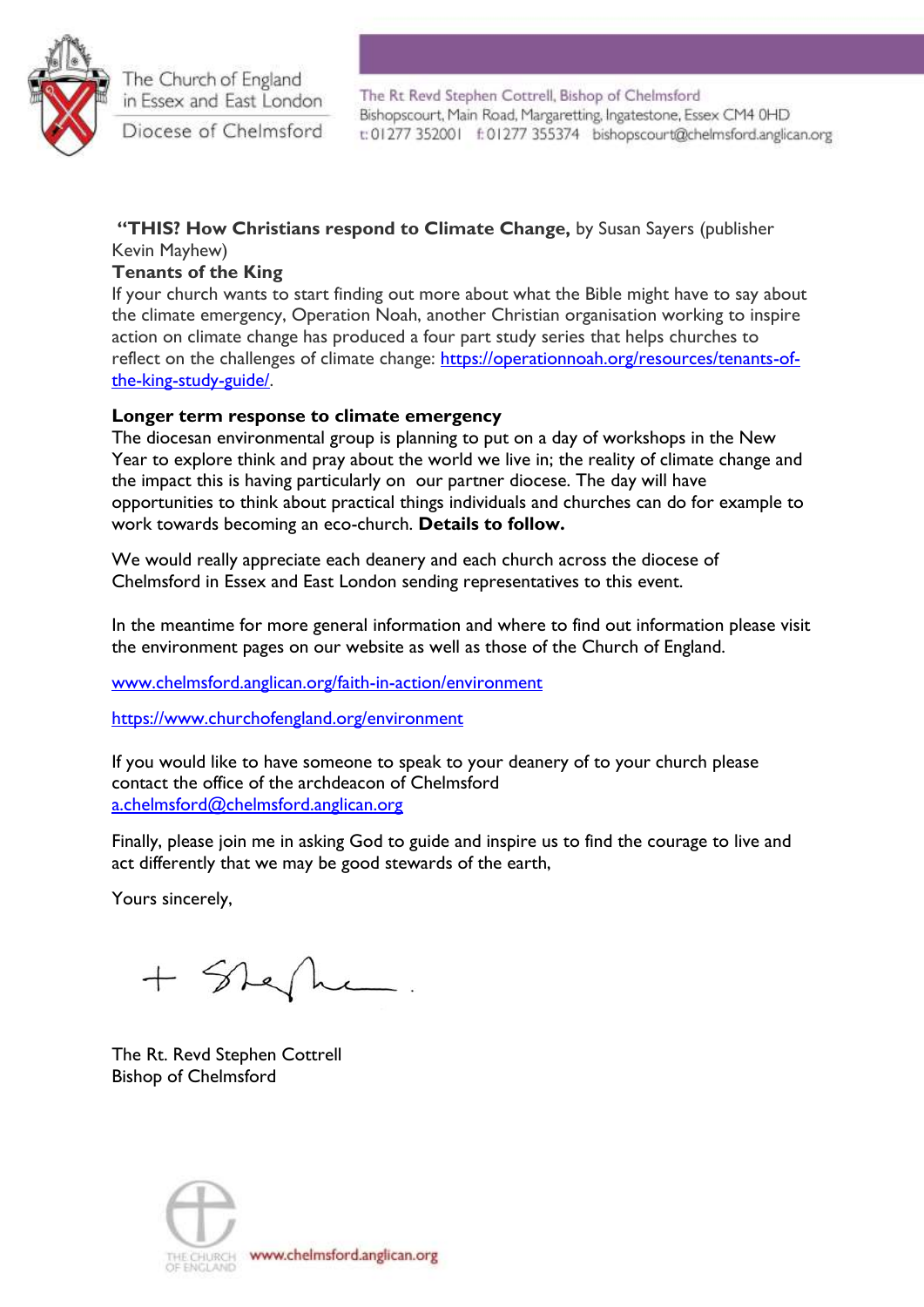**"THIS? How Christians respond to Climate Change,** by Susan Sayers (publisher Kevin Mayhew)

**Tenants of the King**

If your church wants to start finding out more about what the Bible might have to say about the climate emergency, Operation Noah, another Christian organisation working to inspire action on climate change has produced a four part study series that helps churches to reflect on the challenges of climate change: https://operationnoah.org/resources/tenants-of-the-king-study-guide/.

**Longer term response to climate emergency**

The diocesan environmental group is planning to put on a day of workshops in the New Year to explore think and pray about the world we live in; the reality of climate change and the impact this is having particularly on our partner diocese. The day will have opportunities to think about practical things individuals and churches can do for example to work towards becoming an eco-church. **Details to follow.**

We would really appreciate each deanery and each church across the diocese of Chelmsford in Essex and East London sending representatives to this event.

In the meantime for more general information and where to find out information please visit the environment pages on our website as well as those of the Church of England.

www.chelmsford.anglican.org/faith-in-action/environment

https://www.churchofengland.org/environment

If you would like to have someone to speak to your deanery of to your church please contact the office of the archdeacon of Chelmsford a.chelmsford@chelmsford.anglican.org

Finally, please join me in asking God to guide and inspire us to find the courage to live and act differently that we may be good stewards of the earth,

Yours sincerely,

+ Stephen

The Rt. Revd Stephen Cottrell
Bishop of Chelmsford